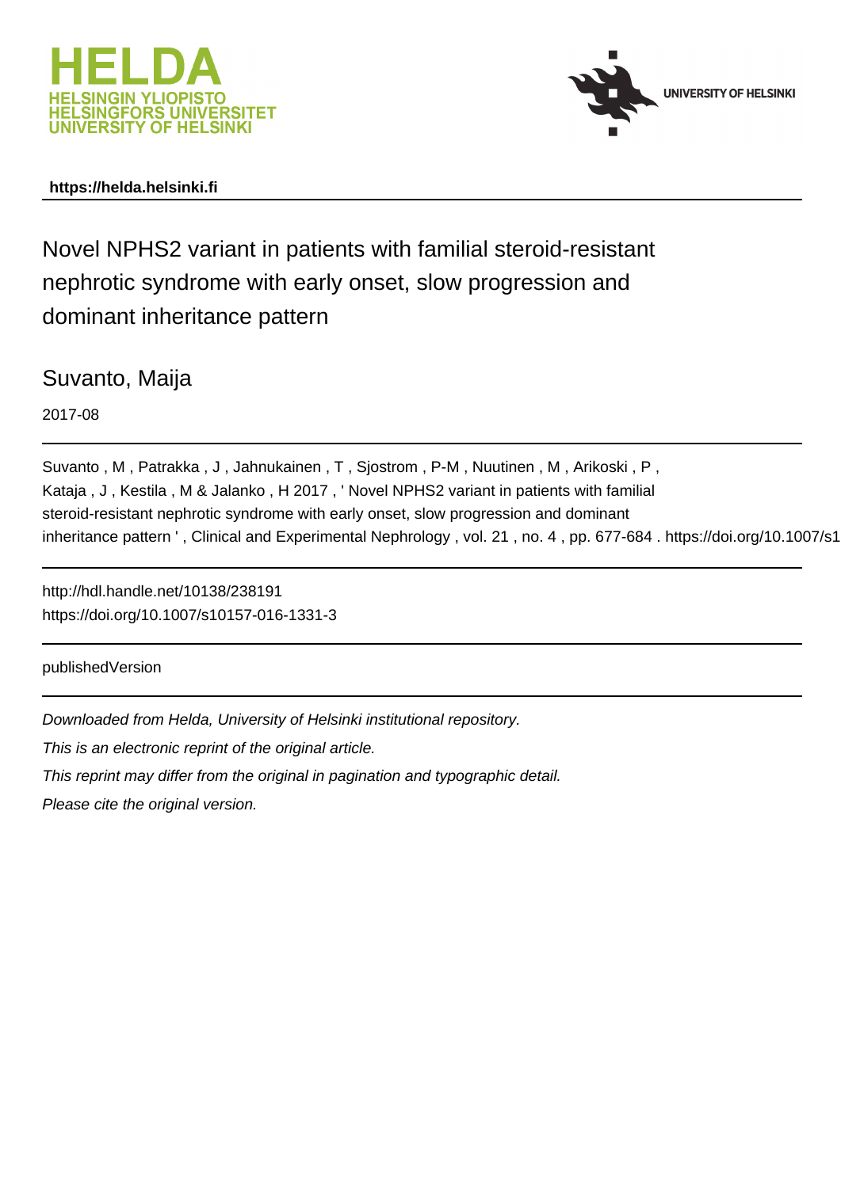HELDA
HELSINGIN YLIOPISTO
HELSINGFORS UNIVERSITET
UNIVERSITY OF HELSINKI

UNIVERSITY OF HELSINKI

**https://helda.helsinki.fi**

# Novel NPHS2 variant in patients with familial steroid-resistant nephrotic syndrome with early onset, slow progression and dominant inheritance pattern

Suvanto, Maija

2017-08

Suvanto , M , Patrakka , J , Jahnukainen , T , Sjostrom , P-M , Nuutinen , M , Arikoski , P , Kataja , J , Kestila , M & Jalanko , H 2017 , ' Novel NPHS2 variant in patients with familial steroid-resistant nephrotic syndrome with early onset, slow progression and dominant inheritance pattern ' , Clinical and Experimental Nephrology , vol. 21 , no. 4 , pp. 677-684 . https://doi.org/10.1007/s1

http://hdl.handle.net/10138/238191
https://doi.org/10.1007/s10157-016-1331-3

publishedVersion

*Downloaded from Helda, University of Helsinki institutional repository.*
*This is an electronic reprint of the original article.*
*This reprint may differ from the original in pagination and typographic detail.*
*Please cite the original version.*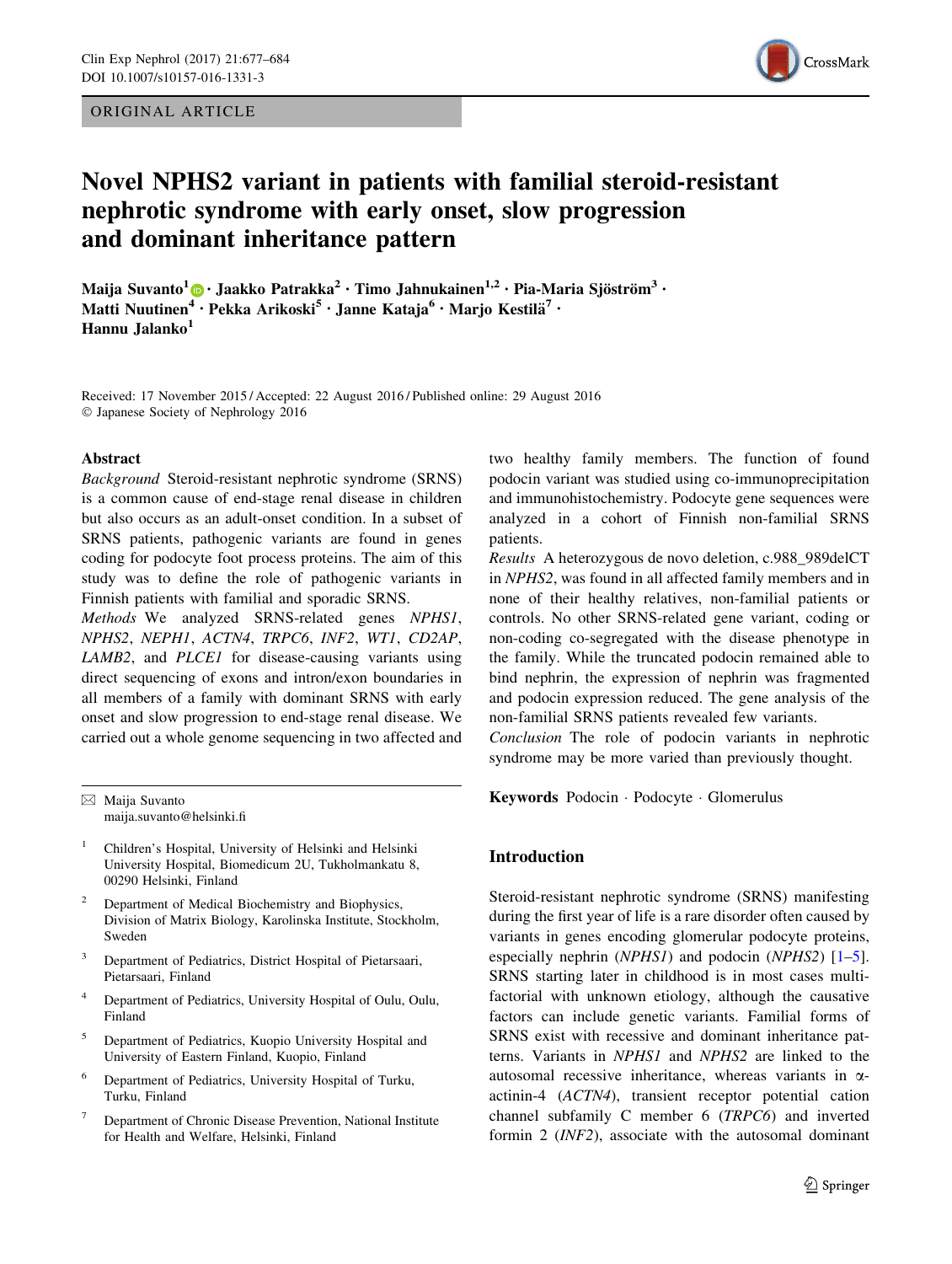# Novel NPHS2 variant in patients with familial steroid-resistant nephrotic syndrome with early onset, slow progression and dominant inheritance pattern

**Maija Suvanto[1] · Jaakko Patrakka[2] · Timo Jahnukainen[1,2] · Pia-Maria Sjöström[3] · Matti Nuutinen[4] · Pekka Arikoski[5] · Janne Kataja[6] · Marjo Kestilä[7] · Hannu Jalanko[1]**

Received: 17 November 2015 / Accepted: 22 August 2016 / Published online: 29 August 2016
© Japanese Society of Nephrology 2016

## Abstract

*Background* Steroid-resistant nephrotic syndrome (SRNS) is a common cause of end-stage renal disease in children but also occurs as an adult-onset condition. In a subset of SRNS patients, pathogenic variants are found in genes coding for podocyte foot process proteins. The aim of this study was to define the role of pathogenic variants in Finnish patients with familial and sporadic SRNS.

*Methods* We analyzed SRNS-related genes *NPHS1*, *NPHS2*, *NEPH1*, *ACTN4*, *TRPC6*, *INF2*, *WT1*, *CD2AP*, *LAMB2*, and *PLCE1* for disease-causing variants using direct sequencing of exons and intron/exon boundaries in all members of a family with dominant SRNS with early onset and slow progression to end-stage renal disease. We carried out a whole genome sequencing in two affected and two healthy family members. The function of found podocin variant was studied using co-immunoprecipitation and immunohistochemistry. Podocyte gene sequences were analyzed in a cohort of Finnish non-familial SRNS patients.

*Results* A heterozygous de novo deletion, c.988_989delCT in *NPHS2*, was found in all affected family members and in none of their healthy relatives, non-familial patients or controls. No other SRNS-related gene variant, coding or non-coding co-segregated with the disease phenotype in the family. While the truncated podocin remained able to bind nephrin, the expression of nephrin was fragmented and podocin expression reduced. The gene analysis of the non-familial SRNS patients revealed few variants.

*Conclusion* The role of podocin variants in nephrotic syndrome may be more varied than previously thought.

**Keywords** Podocin · Podocyte · Glomerulus

✉ Maija Suvanto
maija.suvanto@helsinki.fi

1. Children's Hospital, University of Helsinki and Helsinki University Hospital, Biomedicum 2U, Tukholmankatu 8, 00290 Helsinki, Finland
2. Department of Medical Biochemistry and Biophysics, Division of Matrix Biology, Karolinska Institute, Stockholm, Sweden
3. Department of Pediatrics, District Hospital of Pietarsaari, Pietarsaari, Finland
4. Department of Pediatrics, University Hospital of Oulu, Oulu, Finland
5. Department of Pediatrics, Kuopio University Hospital and University of Eastern Finland, Kuopio, Finland
6. Department of Pediatrics, University Hospital of Turku, Turku, Finland
7. Department of Chronic Disease Prevention, National Institute for Health and Welfare, Helsinki, Finland

## Introduction

Steroid-resistant nephrotic syndrome (SRNS) manifesting during the first year of life is a rare disorder often caused by variants in genes encoding glomerular podocyte proteins, especially nephrin (*NPHS1*) and podocin (*NPHS2*) [1–5]. SRNS starting later in childhood is in most cases multifactorial with unknown etiology, although the causative factors can include genetic variants. Familial forms of SRNS exist with recessive and dominant inheritance patterns. Variants in *NPHS1* and *NPHS2* are linked to the autosomal recessive inheritance, whereas variants in α-actinin-4 (*ACTN4*), transient receptor potential cation channel subfamily C member 6 (*TRPC6*) and inverted formin 2 (*INF2*), associate with the autosomal dominant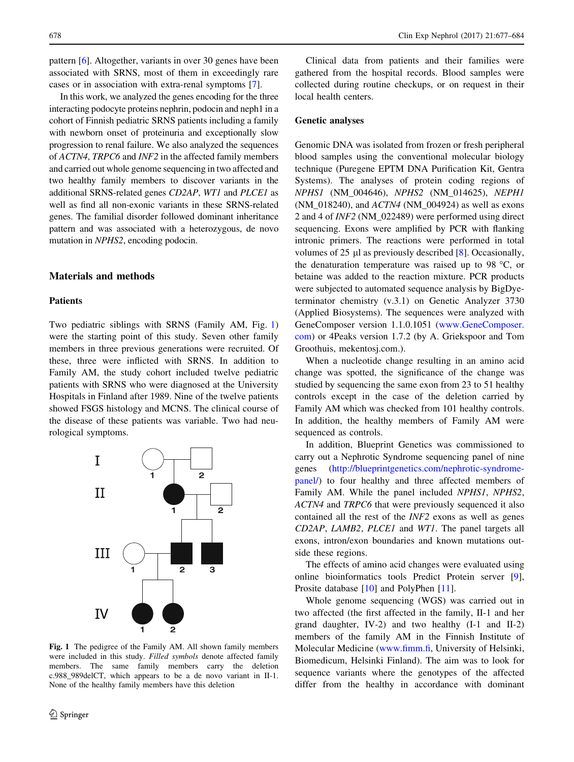pattern [6]. Altogether, variants in over 30 genes have been associated with SRNS, most of them in exceedingly rare cases or in association with extra-renal symptoms [7].

In this work, we analyzed the genes encoding for the three interacting podocyte proteins nephrin, podocin and neph1 in a cohort of Finnish pediatric SRNS patients including a family with newborn onset of proteinuria and exceptionally slow progression to renal failure. We also analyzed the sequences of *ACTN4*, *TRPC6* and *INF2* in the affected family members and carried out whole genome sequencing in two affected and two healthy family members to discover variants in the additional SRNS-related genes *CD2AP*, *WT1* and *PLCE1* as well as find all non-exonic variants in these SRNS-related genes. The familial disorder followed dominant inheritance pattern and was associated with a heterozygous, de novo mutation in *NPHS2*, encoding podocin.

## Materials and methods

### Patients

Two pediatric siblings with SRNS (Family AM, Fig. 1) were the starting point of this study. Seven other family members in three previous generations were recruited. Of these, three were inflicted with SRNS. In addition to Family AM, the study cohort included twelve pediatric patients with SRNS who were diagnosed at the University Hospitals in Finland after 1989. Nine of the twelve patients showed FSGS histology and MCNS. The clinical course of the disease of these patients was variable. Two had neurological symptoms.

**Fig. 1** The pedigree of the Family AM. All shown family members were included in this study. *Filled symbols* denote affected family members. The same family members carry the deletion c.988_989delCT, which appears to be a de novo variant in II-1. None of the healthy family members have this deletion

Clinical data from patients and their families were gathered from the hospital records. Blood samples were collected during routine checkups, or on request in their local health centers.

### Genetic analyses

Genomic DNA was isolated from frozen or fresh peripheral blood samples using the conventional molecular biology technique (Puregene EPTM DNA Purification Kit, Gentra Systems). The analyses of protein coding regions of *NPHS1* (NM_004646), *NPHS2* (NM_014625), *NEPH1* (NM_018240), and *ACTN4* (NM_004924) as well as exons 2 and 4 of *INF2* (NM_022489) were performed using direct sequencing. Exons were amplified by PCR with flanking intronic primers. The reactions were performed in total volumes of 25 µl as previously described [8]. Occasionally, the denaturation temperature was raised up to 98 °C, or betaine was added to the reaction mixture. PCR products were subjected to automated sequence analysis by BigDye-terminator chemistry (v.3.1) on Genetic Analyzer 3730 (Applied Biosystems). The sequences were analyzed with GeneComposer version 1.1.0.1051 (www.GeneComposer.com) or 4Peaks version 1.7.2 (by A. Griekspoor and Tom Groothuis, mekentosj.com.).

When a nucleotide change resulting in an amino acid change was spotted, the significance of the change was studied by sequencing the same exon from 23 to 51 healthy controls except in the case of the deletion carried by Family AM which was checked from 101 healthy controls. In addition, the healthy members of Family AM were sequenced as controls.

In addition, Blueprint Genetics was commissioned to carry out a Nephrotic Syndrome sequencing panel of nine genes (http://blueprintgenetics.com/nephrotic-syndrome-panel/) to four healthy and three affected members of Family AM. While the panel included *NPHS1*, *NPHS2*, *ACTN4* and *TRPC6* that were previously sequenced it also contained all the rest of the *INF2* exons as well as genes *CD2AP*, *LAMB2*, *PLCE1* and *WT1*. The panel targets all exons, intron/exon boundaries and known mutations outside these regions.

The effects of amino acid changes were evaluated using online bioinformatics tools Predict Protein server [9], Prosite database [10] and PolyPhen [11].

Whole genome sequencing (WGS) was carried out in two affected (the first affected in the family, II-1 and her grand daughter, IV-2) and two healthy (I-1 and II-2) members of the family AM in the Finnish Institute of Molecular Medicine (www.fimm.fi, University of Helsinki, Biomedicum, Helsinki Finland). The aim was to look for sequence variants where the genotypes of the affected differ from the healthy in accordance with dominant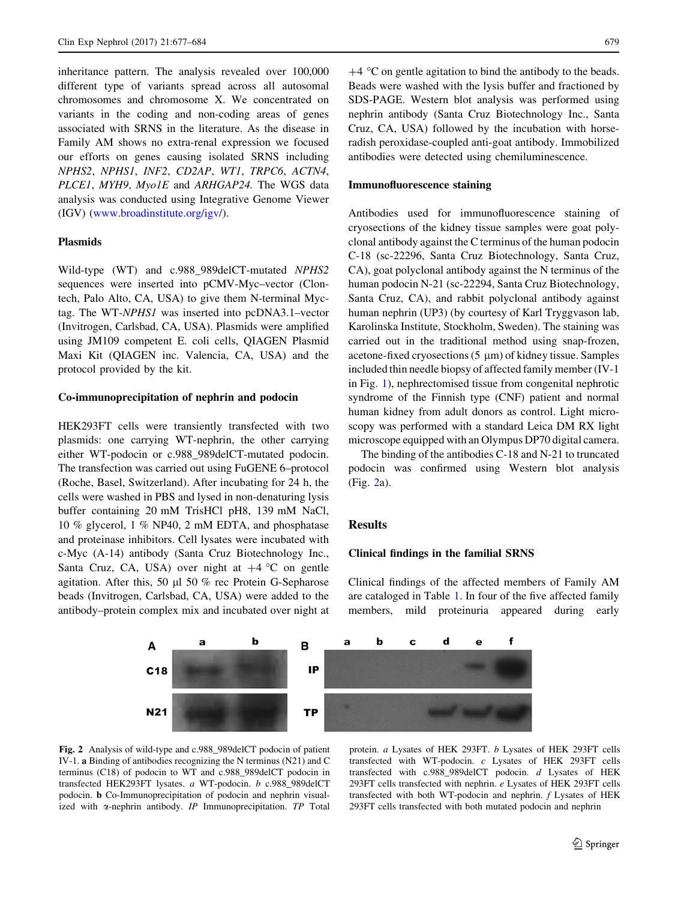inheritance pattern. The analysis revealed over 100,000 different type of variants spread across all autosomal chromosomes and chromosome X. We concentrated on variants in the coding and non-coding areas of genes associated with SRNS in the literature. As the disease in Family AM shows no extra-renal expression we focused our efforts on genes causing isolated SRNS including *NPHS2*, *NPHS1*, *INF2*, *CD2AP*, *WT1*, *TRPC6*, *ACTN4*, *PLCE1*, *MYH9*, *Myo1E* and *ARHGAP24*. The WGS data analysis was conducted using Integrative Genome Viewer (IGV) (www.broadinstitute.org/igv/).

### Plasmids

Wild-type (WT) and c.988_989delCT-mutated *NPHS2* sequences were inserted into pCMV-Myc–vector (Clontech, Palo Alto, CA, USA) to give them N-terminal Myc-tag. The WT-*NPHS1* was inserted into pcDNA3.1–vector (Invitrogen, Carlsbad, CA, USA). Plasmids were amplified using JM109 competent E. coli cells, QIAGEN Plasmid Maxi Kit (QIAGEN inc. Valencia, CA, USA) and the protocol provided by the kit.

### Co-immunoprecipitation of nephrin and podocin

HEK293FT cells were transiently transfected with two plasmids: one carrying WT-nephrin, the other carrying either WT-podocin or c.988_989delCT-mutated podocin. The transfection was carried out using FuGENE 6–protocol (Roche, Basel, Switzerland). After incubating for 24 h, the cells were washed in PBS and lysed in non-denaturing lysis buffer containing 20 mM TrisHCl pH8, 139 mM NaCl, 10 % glycerol, 1 % NP40, 2 mM EDTA, and phosphatase and proteinase inhibitors. Cell lysates were incubated with c-Myc (A-14) antibody (Santa Cruz Biotechnology Inc., Santa Cruz, CA, USA) over night at +4 °C on gentle agitation. After this, 50 µl 50 % rec Protein G-Sepharose beads (Invitrogen, Carlsbad, CA, USA) were added to the antibody–protein complex mix and incubated over night at +4 °C on gentle agitation to bind the antibody to the beads. Beads were washed with the lysis buffer and fractioned by SDS-PAGE. Western blot analysis was performed using nephrin antibody (Santa Cruz Biotechnology Inc., Santa Cruz, CA, USA) followed by the incubation with horseradish peroxidase-coupled anti-goat antibody. Immobilized antibodies were detected using chemiluminescence.

### Immunofluorescence staining

Antibodies used for immunofluorescence staining of cryosections of the kidney tissue samples were goat polyclonal antibody against the C terminus of the human podocin C-18 (sc-22296, Santa Cruz Biotechnology, Santa Cruz, CA), goat polyclonal antibody against the N terminus of the human podocin N-21 (sc-22294, Santa Cruz Biotechnology, Santa Cruz, CA), and rabbit polyclonal antibody against human nephrin (UP3) (by courtesy of Karl Tryggvason lab, Karolinska Institute, Stockholm, Sweden). The staining was carried out in the traditional method using snap-frozen, acetone-fixed cryosections (5 µm) of kidney tissue. Samples included thin needle biopsy of affected family member (IV-1 in Fig. 1), nephrectomised tissue from congenital nephrotic syndrome of the Finnish type (CNF) patient and normal human kidney from adult donors as control. Light microscopy was performed with a standard Leica DM RX light microscope equipped with an Olympus DP70 digital camera.

The binding of the antibodies C-18 and N-21 to truncated podocin was confirmed using Western blot analysis (Fig. 2a).

## Results

### Clinical findings in the familial SRNS

Clinical findings of the affected members of Family AM are cataloged in Table 1. In four of the five affected family members, mild proteinuria appeared during early

**Fig. 2** Analysis of wild-type and c.988_989delCT podocin of patient IV-1. **a** Binding of antibodies recognizing the N terminus (N21) and C terminus (C18) of podocin to WT and c.988_989delCT podocin in transfected HEK293FT lysates. *a* WT-podocin. *b* c.988_989delCT podocin. **b** Co-Immunoprecipitation of podocin and nephrin visualized with α-nephrin antibody. *IP* Immunoprecipitation. *TP* Total protein. *a* Lysates of HEK 293FT. *b* Lysates of HEK 293FT cells transfected with WT-podocin. *c* Lysates of HEK 293FT cells transfected with c.988_989delCT podocin. *d* Lysates of HEK 293FT cells transfected with nephrin. *e* Lysates of HEK 293FT cells transfected with both WT-podocin and nephrin. *f* Lysates of HEK 293FT cells transfected with both mutated podocin and nephrin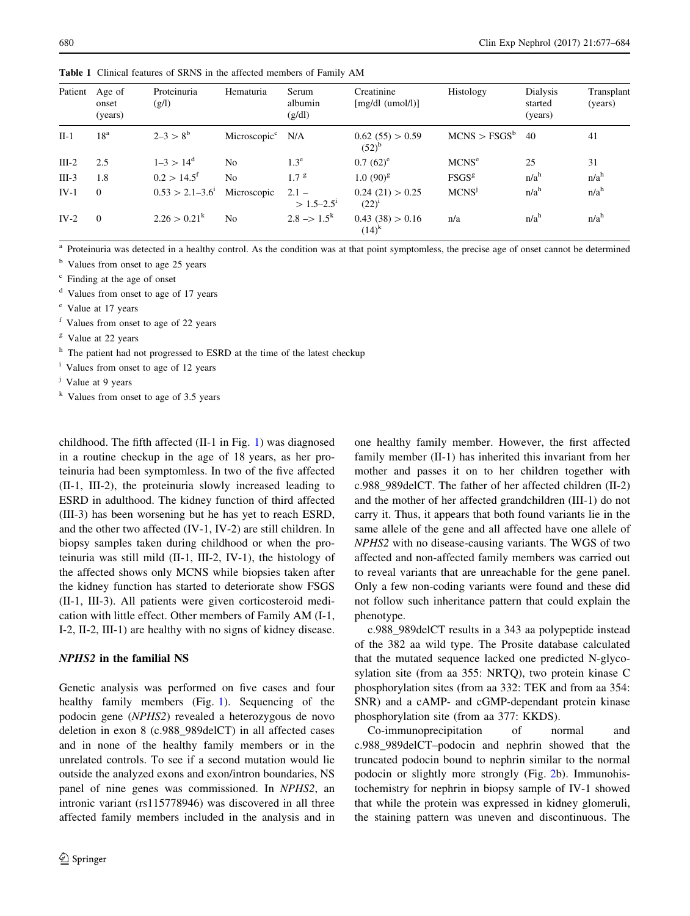**Table 1** Clinical features of SRNS in the affected members of Family AM

| Patient | Age of onset (years) | Proteinuria (g/l) | Hematuria | Serum albumin (g/dl) | Creatinine [mg/dl (umol/l)] | Histology | Dialysis started (years) | Transplant (years) |
|---|---|---|---|---|---|---|---|---|
| II-1 | 18[a] | 2–3 > 8[b] | Microscopic[c] | N/A | 0.62 (55) > 0.59 (52)[b] | MCNS > FSGS[b] | 40 | 41 |
| III-2 | 2.5 | 1–3 > 14[d] | No | 1.3[e] | 0.7 (62)[e] | MCNS[e] | 25 | 31 |
| III-3 | 1.8 | 0.2 > 14.5[f] | No | 1.7 [g] | 1.0 (90)[g] | FSGS[g] | n/a[h] | n/a[h] |
| IV-1 | 0 | 0.53 > 2.1–3.6[i] | Microscopic | 2.1 – > 1.5–2.5[i] | 0.24 (21) > 0.25 (22)[i] | MCNS[j] | n/a[h] | n/a[h] |
| IV-2 | 0 | 2.26 > 0.21[k] | No | 2.8 –> 1.5[k] | 0.43 (38) > 0.16 (14)[k] | n/a | n/a[h] | n/a[h] |

[a] Proteinuria was detected in a healthy control. As the condition was at that point symptomless, the precise age of onset cannot be determined

[b] Values from onset to age 25 years

[c] Finding at the age of onset

[d] Values from onset to age of 17 years

[e] Value at 17 years

[f] Values from onset to age of 22 years

[g] Value at 22 years

[h] The patient had not progressed to ESRD at the time of the latest checkup

[i] Values from onset to age of 12 years

[j] Value at 9 years

[k] Values from onset to age of 3.5 years

childhood. The fifth affected (II-1 in Fig. 1) was diagnosed in a routine checkup in the age of 18 years, as her proteinuria had been symptomless. In two of the five affected (II-1, III-2), the proteinuria slowly increased leading to ESRD in adulthood. The kidney function of third affected (III-3) has been worsening but he has yet to reach ESRD, and the other two affected (IV-1, IV-2) are still children. In biopsy samples taken during childhood or when the proteinuria was still mild (II-1, III-2, IV-1), the histology of the affected shows only MCNS while biopsies taken after the kidney function has started to deteriorate show FSGS (II-1, III-3). All patients were given corticosteroid medication with little effect. Other members of Family AM (I-1, I-2, II-2, III-1) are healthy with no signs of kidney disease.

### *NPHS2* in the familial NS

Genetic analysis was performed on five cases and four healthy family members (Fig. 1). Sequencing of the podocin gene (*NPHS2*) revealed a heterozygous de novo deletion in exon 8 (c.988_989delCT) in all affected cases and in none of the healthy family members or in the unrelated controls. To see if a second mutation would lie outside the analyzed exons and exon/intron boundaries, NS panel of nine genes was commissioned. In *NPHS2*, an intronic variant (rs115778946) was discovered in all three affected family members included in the analysis and in one healthy family member. However, the first affected family member (II-1) has inherited this invariant from her mother and passes it on to her children together with c.988_989delCT. The father of her affected children (II-2) and the mother of her affected grandchildren (III-1) do not carry it. Thus, it appears that both found variants lie in the same allele of the gene and all affected have one allele of *NPHS2* with no disease-causing variants. The WGS of two affected and non-affected family members was carried out to reveal variants that are unreachable for the gene panel. Only a few non-coding variants were found and these did not follow such inheritance pattern that could explain the phenotype.

c.988_989delCT results in a 343 aa polypeptide instead of the 382 aa wild type. The Prosite database calculated that the mutated sequence lacked one predicted N-glycosylation site (from aa 355: NRTQ), two protein kinase C phosphorylation sites (from aa 332: TEK and from aa 354: SNR) and a cAMP- and cGMP-dependant protein kinase phosphorylation site (from aa 377: KKDS).

Co-immunoprecipitation of normal and c.988_989delCT–podocin and nephrin showed that the truncated podocin bound to nephrin similar to the normal podocin or slightly more strongly (Fig. 2b). Immunohistochemistry for nephrin in biopsy sample of IV-1 showed that while the protein was expressed in kidney glomeruli, the staining pattern was uneven and discontinuous. The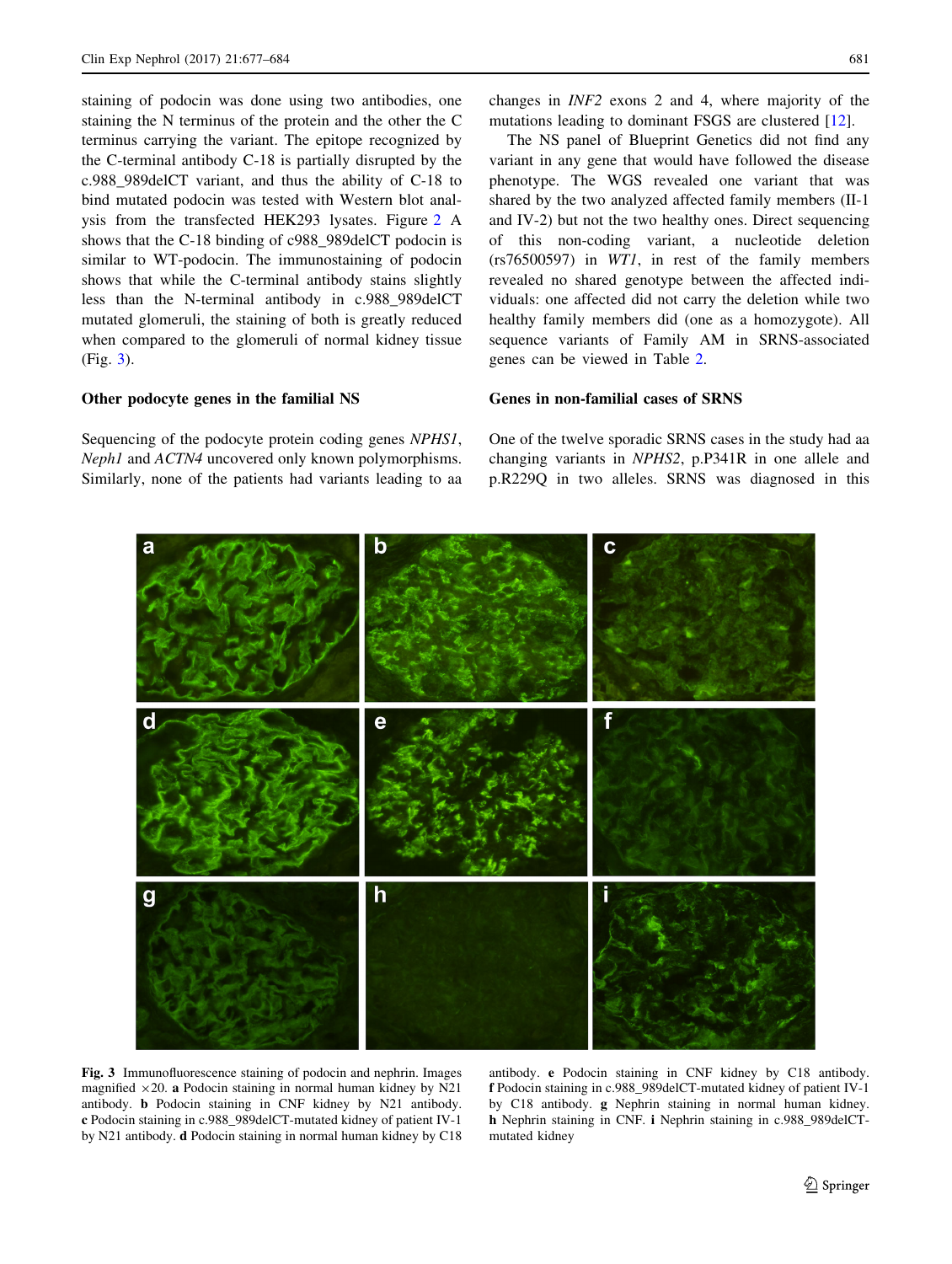staining of podocin was done using two antibodies, one staining the N terminus of the protein and the other the C terminus carrying the variant. The epitope recognized by the C-terminal antibody C-18 is partially disrupted by the c.988_989delCT variant, and thus the ability of C-18 to bind mutated podocin was tested with Western blot analysis from the transfected HEK293 lysates. Figure 2 A shows that the C-18 binding of c988_989delCT podocin is similar to WT-podocin. The immunostaining of podocin shows that while the C-terminal antibody stains slightly less than the N-terminal antibody in c.988_989delCT mutated glomeruli, the staining of both is greatly reduced when compared to the glomeruli of normal kidney tissue (Fig. 3).

### Other podocyte genes in the familial NS

Sequencing of the podocyte protein coding genes *NPHS1*, *Neph1* and *ACTN4* uncovered only known polymorphisms. Similarly, none of the patients had variants leading to aa changes in *INF2* exons 2 and 4, where majority of the mutations leading to dominant FSGS are clustered [12].

The NS panel of Blueprint Genetics did not find any variant in any gene that would have followed the disease phenotype. The WGS revealed one variant that was shared by the two analyzed affected family members (II-1 and IV-2) but not the two healthy ones. Direct sequencing of this non-coding variant, a nucleotide deletion (rs76500597) in *WT1*, in rest of the family members revealed no shared genotype between the affected individuals: one affected did not carry the deletion while two healthy family members did (one as a homozygote). All sequence variants of Family AM in SRNS-associated genes can be viewed in Table 2.

### Genes in non-familial cases of SRNS

One of the twelve sporadic SRNS cases in the study had aa changing variants in *NPHS2*, p.P341R in one allele and p.R229Q in two alleles. SRNS was diagnosed in this

**Fig. 3** Immunofluorescence staining of podocin and nephrin. Images magnified ×20. **a** Podocin staining in normal human kidney by N21 antibody. **b** Podocin staining in CNF kidney by N21 antibody. **c** Podocin staining in c.988_989delCT-mutated kidney of patient IV-1 by N21 antibody. **d** Podocin staining in normal human kidney by C18 antibody. **e** Podocin staining in CNF kidney by C18 antibody. **f** Podocin staining in c.988_989delCT-mutated kidney of patient IV-1 by C18 antibody. **g** Nephrin staining in normal human kidney. **h** Nephrin staining in CNF. **i** Nephrin staining in c.988_989delCT-mutated kidney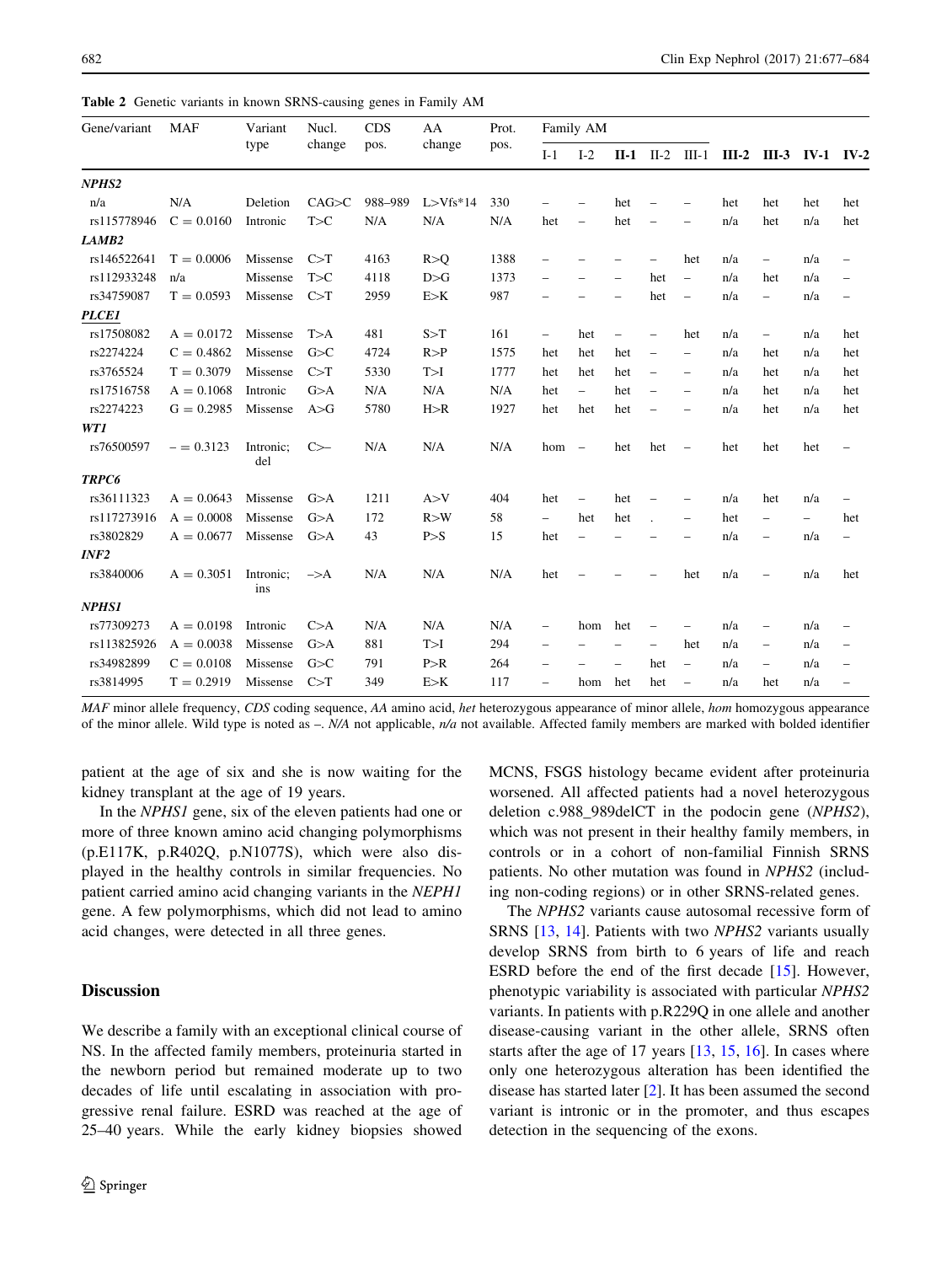**Table 2** Genetic variants in known SRNS-causing genes in Family AM

| Gene/variant | MAF | Variant type | Nucl. change | CDS pos. | AA change | Prot. pos. | Family AM | | | | | | | | |
|---|---|---|---|---|---|---|---|---|---|---|---|---|---|---|---|
| | | | | | | | I-1 | I-2 | **II-1** | II-2 | III-1 | **III-2** | **III-3** | **IV-1** | **IV-2** |
| ***NPHS2*** | | | | | | | | | | | | | | | |
| n/a | N/A | Deletion | CAG>C | 988–989 | L>Vfs*14 | 330 | – | – | het | – | – | het | het | het | het |
| rs115778946 | C = 0.0160 | Intronic | T>C | N/A | N/A | N/A | het | – | het | – | – | n/a | het | n/a | het |
| ***LAMB2*** | | | | | | | | | | | | | | | |
| rs146522641 | T = 0.0006 | Missense | C>T | 4163 | R>Q | 1388 | – | – | – | – | het | n/a | – | n/a | – |
| rs112933248 | n/a | Missense | T>C | 4118 | D>G | 1373 | – | – | – | het | – | n/a | het | n/a | – |
| rs34759087 | T = 0.0593 | Missense | C>T | 2959 | E>K | 987 | – | – | – | het | – | n/a | – | n/a | – |
| ***PLCE1*** | | | | | | | | | | | | | | | |
| rs17508082 | A = 0.0172 | Missense | T>A | 481 | S>T | 161 | – | het | – | – | het | n/a | – | n/a | het |
| rs2274224 | C = 0.4862 | Missense | G>C | 4724 | R>P | 1575 | het | het | het | – | – | n/a | het | n/a | het |
| rs3765524 | T = 0.3079 | Missense | C>T | 5330 | T>I | 1777 | het | het | het | – | – | n/a | het | n/a | het |
| rs17516758 | A = 0.1068 | Intronic | G>A | N/A | N/A | N/A | het | – | het | – | – | n/a | het | n/a | het |
| rs2274223 | G = 0.2985 | Missense | A>G | 5780 | H>R | 1927 | het | het | het | – | – | n/a | het | n/a | het |
| ***WT1*** | | | | | | | | | | | | | | | |
| rs76500597 | – = 0.3123 | Intronic; del | C>– | N/A | N/A | N/A | hom | – | het | het | – | het | het | het | – |
| ***TRPC6*** | | | | | | | | | | | | | | | |
| rs36111323 | A = 0.0643 | Missense | G>A | 1211 | A>V | 404 | het | – | het | – | – | n/a | het | n/a | – |
| rs117273916 | A = 0.0008 | Missense | G>A | 172 | R>W | 58 | – | het | het | . | – | het | – | – | het |
| rs3802829 | A = 0.0677 | Missense | G>A | 43 | P>S | 15 | het | – | – | – | – | n/a | – | n/a | – |
| ***INF2*** | | | | | | | | | | | | | | | |
| rs3840006 | A = 0.3051 | Intronic; ins | –>A | N/A | N/A | N/A | het | – | – | – | het | n/a | – | n/a | het |
| ***NPHS1*** | | | | | | | | | | | | | | | |
| rs77309273 | A = 0.0198 | Intronic | C>A | N/A | N/A | N/A | – | hom | het | – | – | n/a | – | n/a | – |
| rs113825926 | A = 0.0038 | Missense | G>A | 881 | T>I | 294 | – | – | – | – | het | n/a | – | n/a | – |
| rs34982899 | C = 0.0108 | Missense | G>C | 791 | P>R | 264 | – | – | – | het | – | n/a | – | n/a | – |
| rs3814995 | T = 0.2919 | Missense | C>T | 349 | E>K | 117 | – | hom | het | het | – | n/a | het | n/a | – |

*MAF* minor allele frequency, *CDS* coding sequence, *AA* amino acid, *het* heterozygous appearance of minor allele, *hom* homozygous appearance of the minor allele. Wild type is noted as –. *N/A* not applicable, *n/a* not available. Affected family members are marked with bolded identifier

patient at the age of six and she is now waiting for the kidney transplant at the age of 19 years.

In the *NPHS1* gene, six of the eleven patients had one or more of three known amino acid changing polymorphisms (p.E117K, p.R402Q, p.N1077S), which were also displayed in the healthy controls in similar frequencies. No patient carried amino acid changing variants in the *NEPH1* gene. A few polymorphisms, which did not lead to amino acid changes, were detected in all three genes.

## Discussion

We describe a family with an exceptional clinical course of NS. In the affected family members, proteinuria started in the newborn period but remained moderate up to two decades of life until escalating in association with progressive renal failure. ESRD was reached at the age of 25–40 years. While the early kidney biopsies showed MCNS, FSGS histology became evident after proteinuria worsened. All affected patients had a novel heterozygous deletion c.988_989delCT in the podocin gene (*NPHS2*), which was not present in their healthy family members, in controls or in a cohort of non-familial Finnish SRNS patients. No other mutation was found in *NPHS2* (including non-coding regions) or in other SRNS-related genes.

The *NPHS2* variants cause autosomal recessive form of SRNS [13, 14]. Patients with two *NPHS2* variants usually develop SRNS from birth to 6 years of life and reach ESRD before the end of the first decade [15]. However, phenotypic variability is associated with particular *NPHS2* variants. In patients with p.R229Q in one allele and another disease-causing variant in the other allele, SRNS often starts after the age of 17 years [13, 15, 16]. In cases where only one heterozygous alteration has been identified the disease has started later [2]. It has been assumed the second variant is intronic or in the promoter, and thus escapes detection in the sequencing of the exons.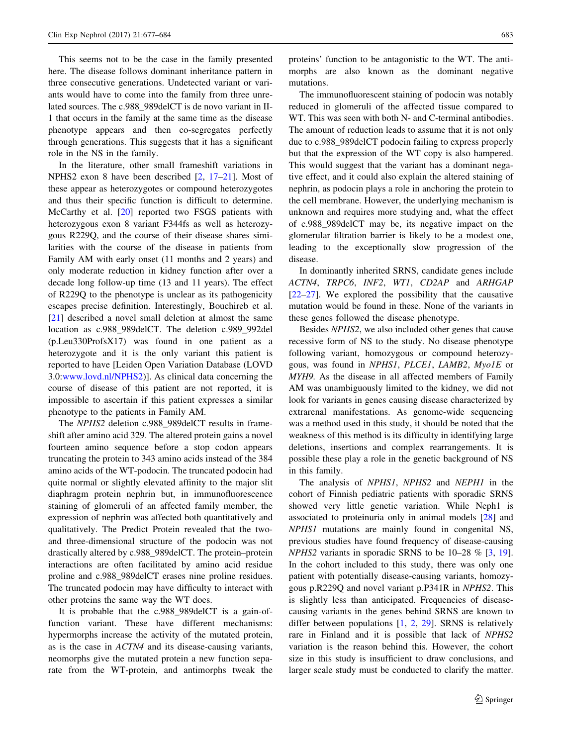This seems not to be the case in the family presented here. The disease follows dominant inheritance pattern in three consecutive generations. Undetected variant or variants would have to come into the family from three unrelated sources. The c.988_989delCT is de novo variant in II-1 that occurs in the family at the same time as the disease phenotype appears and then co-segregates perfectly through generations. This suggests that it has a significant role in the NS in the family.

In the literature, other small frameshift variations in NPHS2 exon 8 have been described [2, 17–21]. Most of these appear as heterozygotes or compound heterozygotes and thus their specific function is difficult to determine. McCarthy et al. [20] reported two FSGS patients with heterozygous exon 8 variant F344fs as well as heterozygous R229Q, and the course of their disease shares similarities with the course of the disease in patients from Family AM with early onset (11 months and 2 years) and only moderate reduction in kidney function after over a decade long follow-up time (13 and 11 years). The effect of R229Q to the phenotype is unclear as its pathogenicity escapes precise definition. Interestingly, Bouchireb et al. [21] described a novel small deletion at almost the same location as c.988_989delCT. The deletion c.989_992del (p.Leu330ProfsX17) was found in one patient as a heterozygote and it is the only variant this patient is reported to have [Leiden Open Variation Database (LOVD 3.0:www.lovd.nl/NPHS2)]. As clinical data concerning the course of disease of this patient are not reported, it is impossible to ascertain if this patient expresses a similar phenotype to the patients in Family AM.

The *NPHS2* deletion c.988_989delCT results in frameshift after amino acid 329. The altered protein gains a novel fourteen amino sequence before a stop codon appears truncating the protein to 343 amino acids instead of the 384 amino acids of the WT-podocin. The truncated podocin had quite normal or slightly elevated affinity to the major slit diaphragm protein nephrin but, in immunofluorescence staining of glomeruli of an affected family member, the expression of nephrin was affected both quantitatively and qualitatively. The Predict Protein revealed that the two- and three-dimensional structure of the podocin was not drastically altered by c.988_989delCT. The protein–protein interactions are often facilitated by amino acid residue proline and c.988_989delCT erases nine proline residues. The truncated podocin may have difficulty to interact with other proteins the same way the WT does.

It is probable that the c.988_989delCT is a gain-of-function variant. These have different mechanisms: hypermorphs increase the activity of the mutated protein, as is the case in *ACTN4* and its disease-causing variants, neomorphs give the mutated protein a new function separate from the WT-protein, and antimorphs tweak the proteins' function to be antagonistic to the WT. The antimorphs are also known as the dominant negative mutations.

The immunofluorescent staining of podocin was notably reduced in glomeruli of the affected tissue compared to WT. This was seen with both N- and C-terminal antibodies. The amount of reduction leads to assume that it is not only due to c.988_989delCT podocin failing to express properly but that the expression of the WT copy is also hampered. This would suggest that the variant has a dominant negative effect, and it could also explain the altered staining of nephrin, as podocin plays a role in anchoring the protein to the cell membrane. However, the underlying mechanism is unknown and requires more studying and, what the effect of c.988_989delCT may be, its negative impact on the glomerular filtration barrier is likely to be a modest one, leading to the exceptionally slow progression of the disease.

In dominantly inherited SRNS, candidate genes include *ACTN4*, *TRPC6*, *INF2*, *WT1*, *CD2AP* and *ARHGAP* [22–27]. We explored the possibility that the causative mutation would be found in these. None of the variants in these genes followed the disease phenotype.

Besides *NPHS2*, we also included other genes that cause recessive form of NS to the study. No disease phenotype following variant, homozygous or compound heterozygous, was found in *NPHS1*, *PLCE1*, *LAMB2*, *Myo1E* or *MYH9*. As the disease in all affected members of Family AM was unambiguously limited to the kidney, we did not look for variants in genes causing disease characterized by extrarenal manifestations. As genome-wide sequencing was a method used in this study, it should be noted that the weakness of this method is its difficulty in identifying large deletions, insertions and complex rearrangements. It is possible these play a role in the genetic background of NS in this family.

The analysis of *NPHS1*, *NPHS2* and *NEPH1* in the cohort of Finnish pediatric patients with sporadic SRNS showed very little genetic variation. While Neph1 is associated to proteinuria only in animal models [28] and *NPHS1* mutations are mainly found in congenital NS, previous studies have found frequency of disease-causing *NPHS2* variants in sporadic SRNS to be 10–28 % [3, 19]. In the cohort included to this study, there was only one patient with potentially disease-causing variants, homozygous p.R229Q and novel variant p.P341R in *NPHS2*. This is slightly less than anticipated. Frequencies of disease-causing variants in the genes behind SRNS are known to differ between populations [1, 2, 29]. SRNS is relatively rare in Finland and it is possible that lack of *NPHS2* variation is the reason behind this. However, the cohort size in this study is insufficient to draw conclusions, and larger scale study must be conducted to clarify the matter.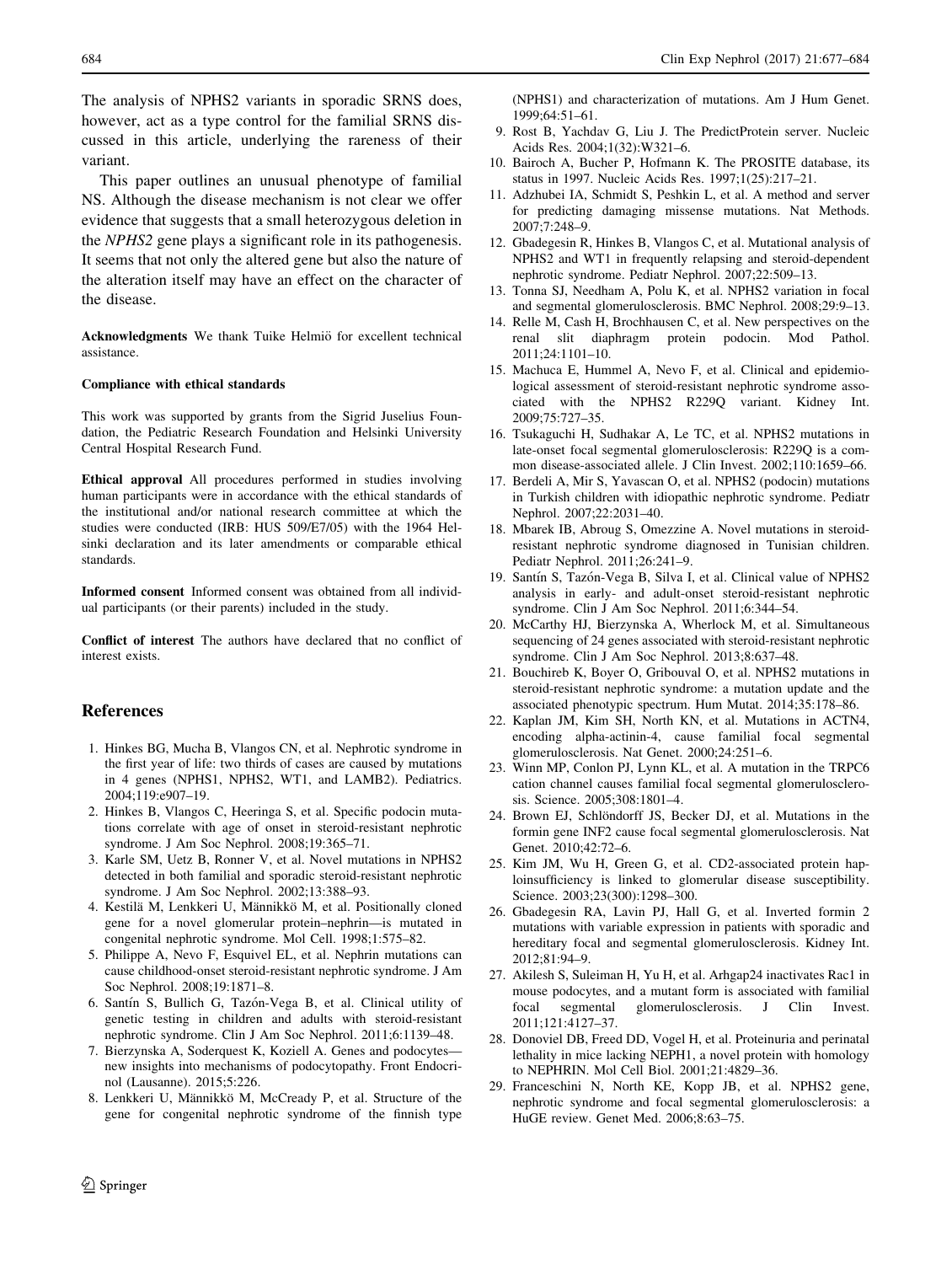The analysis of NPHS2 variants in sporadic SRNS does, however, act as a type control for the familial SRNS discussed in this article, underlying the rareness of their variant.

This paper outlines an unusual phenotype of familial NS. Although the disease mechanism is not clear we offer evidence that suggests that a small heterozygous deletion in the *NPHS2* gene plays a significant role in its pathogenesis. It seems that not only the altered gene but also the nature of the alteration itself may have an effect on the character of the disease.

**Acknowledgments** We thank Tuike Helmiö for excellent technical assistance.

#### Compliance with ethical standards

This work was supported by grants from the Sigrid Juselius Foundation, the Pediatric Research Foundation and Helsinki University Central Hospital Research Fund.

**Ethical approval** All procedures performed in studies involving human participants were in accordance with the ethical standards of the institutional and/or national research committee at which the studies were conducted (IRB: HUS 509/E7/05) with the 1964 Helsinki declaration and its later amendments or comparable ethical standards.

**Informed consent** Informed consent was obtained from all individual participants (or their parents) included in the study.

**Conflict of interest** The authors have declared that no conflict of interest exists.

## References

1. Hinkes BG, Mucha B, Vlangos CN, et al. Nephrotic syndrome in the first year of life: two thirds of cases are caused by mutations in 4 genes (NPHS1, NPHS2, WT1, and LAMB2). Pediatrics. 2004;119:e907–19.
2. Hinkes B, Vlangos C, Heeringa S, et al. Specific podocin mutations correlate with age of onset in steroid-resistant nephrotic syndrome. J Am Soc Nephrol. 2008;19:365–71.
3. Karle SM, Uetz B, Ronner V, et al. Novel mutations in NPHS2 detected in both familial and sporadic steroid-resistant nephrotic syndrome. J Am Soc Nephrol. 2002;13:388–93.
4. Kestilä M, Lenkkeri U, Männikkö M, et al. Positionally cloned gene for a novel glomerular protein–nephrin—is mutated in congenital nephrotic syndrome. Mol Cell. 1998;1:575–82.
5. Philippe A, Nevo F, Esquivel EL, et al. Nephrin mutations can cause childhood-onset steroid-resistant nephrotic syndrome. J Am Soc Nephrol. 2008;19:1871–8.
6. Santín S, Bullich G, Tazón-Vega B, et al. Clinical utility of genetic testing in children and adults with steroid-resistant nephrotic syndrome. Clin J Am Soc Nephrol. 2011;6:1139–48.
7. Bierzynska A, Soderquest K, Koziell A. Genes and podocytes—new insights into mechanisms of podocytopathy. Front Endocrinol (Lausanne). 2015;5:226.
8. Lenkkeri U, Männikkö M, McCready P, et al. Structure of the gene for congenital nephrotic syndrome of the finnish type (NPHS1) and characterization of mutations. Am J Hum Genet. 1999;64:51–61.
9. Rost B, Yachdav G, Liu J. The PredictProtein server. Nucleic Acids Res. 2004;1(32):W321–6.
10. Bairoch A, Bucher P, Hofmann K. The PROSITE database, its status in 1997. Nucleic Acids Res. 1997;1(25):217–21.
11. Adzhubei IA, Schmidt S, Peshkin L, et al. A method and server for predicting damaging missense mutations. Nat Methods. 2007;7:248–9.
12. Gbadegesin R, Hinkes B, Vlangos C, et al. Mutational analysis of NPHS2 and WT1 in frequently relapsing and steroid-dependent nephrotic syndrome. Pediatr Nephrol. 2007;22:509–13.
13. Tonna SJ, Needham A, Polu K, et al. NPHS2 variation in focal and segmental glomerulosclerosis. BMC Nephrol. 2008;29:9–13.
14. Relle M, Cash H, Brochhausen C, et al. New perspectives on the renal slit diaphragm protein podocin. Mod Pathol. 2011;24:1101–10.
15. Machuca E, Hummel A, Nevo F, et al. Clinical and epidemiological assessment of steroid-resistant nephrotic syndrome associated with the NPHS2 R229Q variant. Kidney Int. 2009;75:727–35.
16. Tsukaguchi H, Sudhakar A, Le TC, et al. NPHS2 mutations in late-onset focal segmental glomerulosclerosis: R229Q is a common disease-associated allele. J Clin Invest. 2002;110:1659–66.
17. Berdeli A, Mir S, Yavascan O, et al. NPHS2 (podocin) mutations in Turkish children with idiopathic nephrotic syndrome. Pediatr Nephrol. 2007;22:2031–40.
18. Mbarek IB, Abroug S, Omezzine A. Novel mutations in steroid-resistant nephrotic syndrome diagnosed in Tunisian children. Pediatr Nephrol. 2011;26:241–9.
19. Santín S, Tazón-Vega B, Silva I, et al. Clinical value of NPHS2 analysis in early- and adult-onset steroid-resistant nephrotic syndrome. Clin J Am Soc Nephrol. 2011;6:344–54.
20. McCarthy HJ, Bierzynska A, Wherlock M, et al. Simultaneous sequencing of 24 genes associated with steroid-resistant nephrotic syndrome. Clin J Am Soc Nephrol. 2013;8:637–48.
21. Bouchireb K, Boyer O, Gribouval O, et al. NPHS2 mutations in steroid-resistant nephrotic syndrome: a mutation update and the associated phenotypic spectrum. Hum Mutat. 2014;35:178–86.
22. Kaplan JM, Kim SH, North KN, et al. Mutations in ACTN4, encoding alpha-actinin-4, cause familial focal segmental glomerulosclerosis. Nat Genet. 2000;24:251–6.
23. Winn MP, Conlon PJ, Lynn KL, et al. A mutation in the TRPC6 cation channel causes familial focal segmental glomerulosclerosis. Science. 2005;308:1801–4.
24. Brown EJ, Schlöndorff JS, Becker DJ, et al. Mutations in the formin gene INF2 cause focal segmental glomerulosclerosis. Nat Genet. 2010;42:72–6.
25. Kim JM, Wu H, Green G, et al. CD2-associated protein haploinsufficiency is linked to glomerular disease susceptibility. Science. 2003;23(300):1298–300.
26. Gbadegesin RA, Lavin PJ, Hall G, et al. Inverted formin 2 mutations with variable expression in patients with sporadic and hereditary focal and segmental glomerulosclerosis. Kidney Int. 2012;81:94–9.
27. Akilesh S, Suleiman H, Yu H, et al. Arhgap24 inactivates Rac1 in mouse podocytes, and a mutant form is associated with familial focal segmental glomerulosclerosis. J Clin Invest. 2011;121:4127–37.
28. Donoviel DB, Freed DD, Vogel H, et al. Proteinuria and perinatal lethality in mice lacking NEPH1, a novel protein with homology to NEPHRIN. Mol Cell Biol. 2001;21:4829–36.
29. Franceschini N, North KE, Kopp JB, et al. NPHS2 gene, nephrotic syndrome and focal segmental glomerulosclerosis: a HuGE review. Genet Med. 2006;8:63–75.